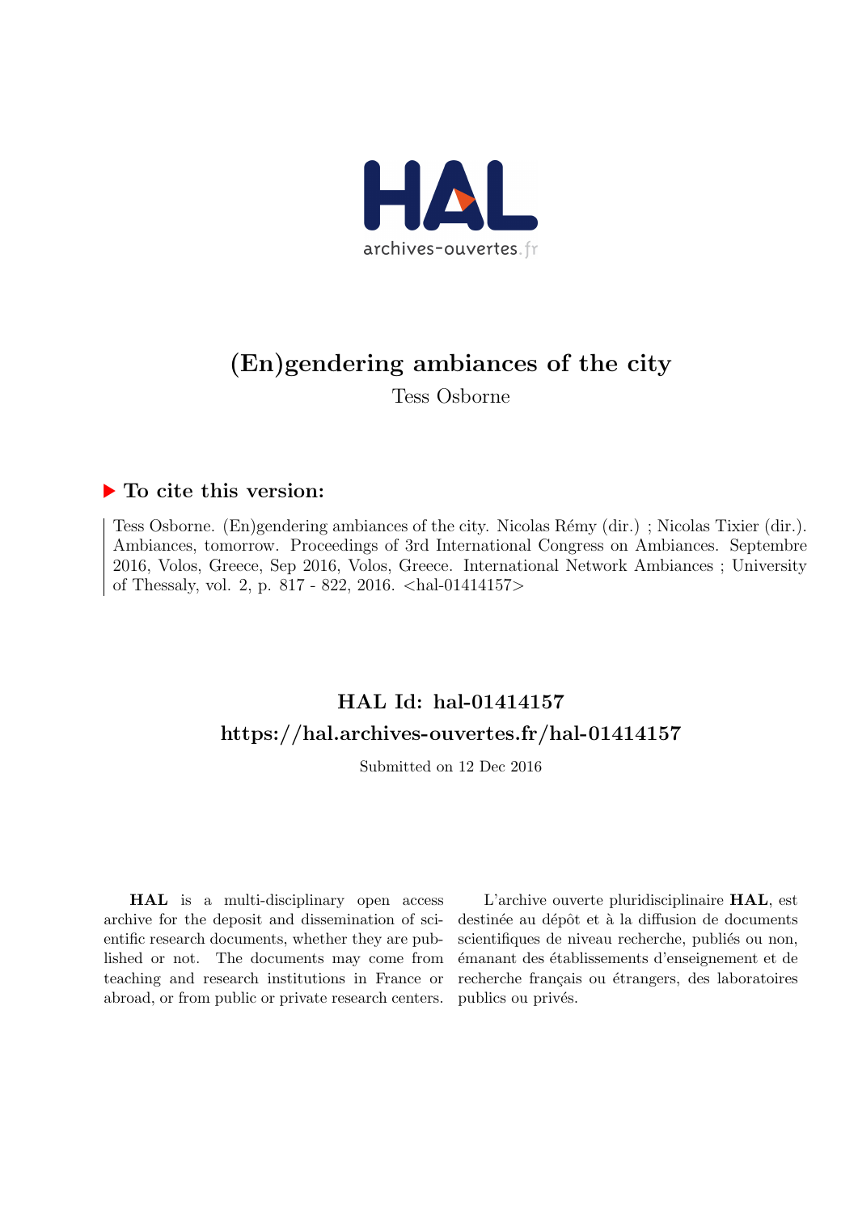# (En)gendering ambiances of the city

Tess Osborne

## ▶ To cite this version:

Tess Osborne. (En)gendering ambiances of the city. Nicolas Rémy (dir.) ; Nicolas Tixier (dir.). Ambiances, tomorrow. Proceedings of 3rd International Congress on Ambiances. Septembre 2016, Volos, Greece, Sep 2016, Volos, Greece. International Network Ambiances ; University of Thessaly, vol. 2, p. 817 - 822, 2016. <hal-01414157>

## HAL Id: hal-01414157
## https://hal.archives-ouvertes.fr/hal-01414157

Submitted on 12 Dec 2016

**HAL** is a multi-disciplinary open access archive for the deposit and dissemination of scientific research documents, whether they are published or not. The documents may come from teaching and research institutions in France or abroad, or from public or private research centers.

L'archive ouverte pluridisciplinaire **HAL**, est destinée au dépôt et à la diffusion de documents scientifiques de niveau recherche, publiés ou non, émanant des établissements d'enseignement et de recherche français ou étrangers, des laboratoires publics ou privés.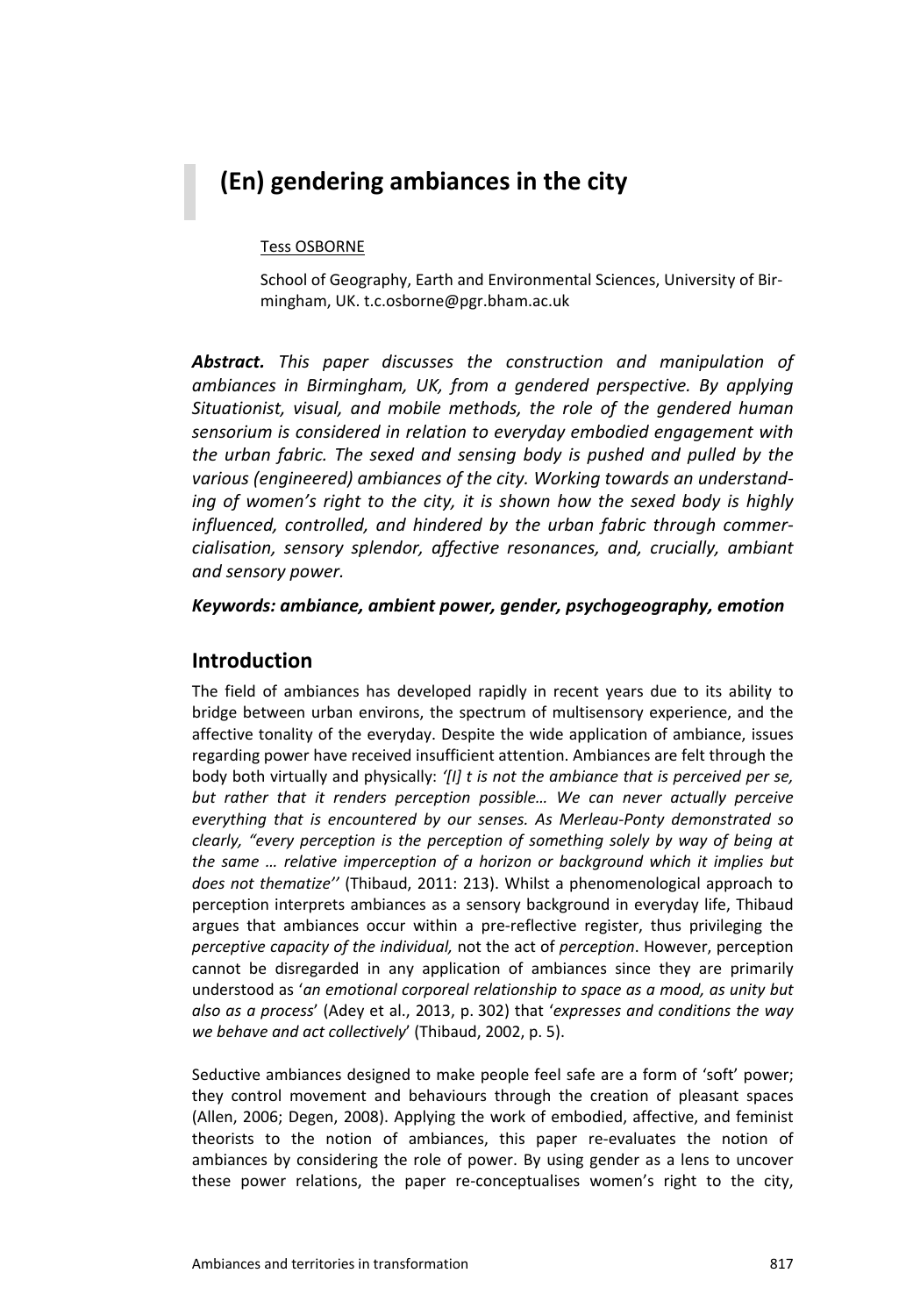# (En) gendering ambiances in the city

Tess OSBORNE

School of Geography, Earth and Environmental Sciences, University of Birmingham, UK. t.c.osborne@pgr.bham.ac.uk

***Abstract.*** *This paper discusses the construction and manipulation of ambiances in Birmingham, UK, from a gendered perspective. By applying Situationist, visual, and mobile methods, the role of the gendered human sensorium is considered in relation to everyday embodied engagement with the urban fabric. The sexed and sensing body is pushed and pulled by the various (engineered) ambiances of the city. Working towards an understanding of women's right to the city, it is shown how the sexed body is highly influenced, controlled, and hindered by the urban fabric through commercialisation, sensory splendor, affective resonances, and, crucially, ambiant and sensory power.*

***Keywords: ambiance, ambient power, gender, psychogeography, emotion***

## Introduction

The field of ambiances has developed rapidly in recent years due to its ability to bridge between urban environs, the spectrum of multisensory experience, and the affective tonality of the everyday. Despite the wide application of ambiance, issues regarding power have received insufficient attention. Ambiances are felt through the body both virtually and physically: *'[I] t is not the ambiance that is perceived per se, but rather that it renders perception possible… We can never actually perceive everything that is encountered by our senses. As Merleau-Ponty demonstrated so clearly, "every perception is the perception of something solely by way of being at the same … relative imperception of a horizon or background which it implies but does not thematize''* (Thibaud, 2011: 213). Whilst a phenomenological approach to perception interprets ambiances as a sensory background in everyday life, Thibaud argues that ambiances occur within a pre-reflective register, thus privileging the *perceptive capacity of the individual,* not the act of *perception*. However, perception cannot be disregarded in any application of ambiances since they are primarily understood as '*an emotional corporeal relationship to space as a mood, as unity but also as a process*' (Adey et al., 2013, p. 302) that '*expresses and conditions the way we behave and act collectively*' (Thibaud, 2002, p. 5).

Seductive ambiances designed to make people feel safe are a form of 'soft' power; they control movement and behaviours through the creation of pleasant spaces (Allen, 2006; Degen, 2008). Applying the work of embodied, affective, and feminist theorists to the notion of ambiances, this paper re-evaluates the notion of ambiances by considering the role of power. By using gender as a lens to uncover these power relations, the paper re-conceptualises women's right to the city,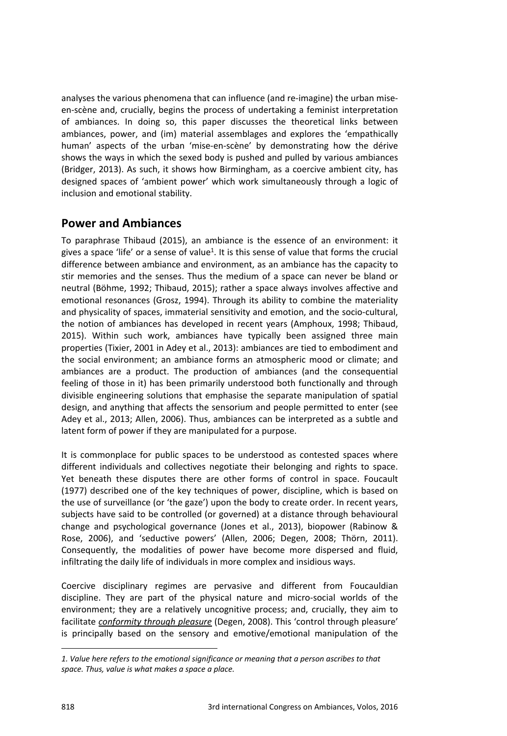analyses the various phenomena that can influence (and re-imagine) the urban mise-en-scène and, crucially, begins the process of undertaking a feminist interpretation of ambiances. In doing so, this paper discusses the theoretical links between ambiances, power, and (im) material assemblages and explores the 'empathically human' aspects of the urban 'mise-en-scène' by demonstrating how the dérive shows the ways in which the sexed body is pushed and pulled by various ambiances (Bridger, 2013). As such, it shows how Birmingham, as a coercive ambient city, has designed spaces of 'ambient power' which work simultaneously through a logic of inclusion and emotional stability.

## Power and Ambiances

To paraphrase Thibaud (2015), an ambiance is the essence of an environment: it gives a space 'life' or a sense of value[1]. It is this sense of value that forms the crucial difference between ambiance and environment, as an ambiance has the capacity to stir memories and the senses. Thus the medium of a space can never be bland or neutral (Böhme, 1992; Thibaud, 2015); rather a space always involves affective and emotional resonances (Grosz, 1994). Through its ability to combine the materiality and physicality of spaces, immaterial sensitivity and emotion, and the socio-cultural, the notion of ambiances has developed in recent years (Amphoux, 1998; Thibaud, 2015). Within such work, ambiances have typically been assigned three main properties (Tixier, 2001 in Adey et al., 2013): ambiances are tied to embodiment and the social environment; an ambiance forms an atmospheric mood or climate; and ambiances are a product. The production of ambiances (and the consequential feeling of those in it) has been primarily understood both functionally and through divisible engineering solutions that emphasise the separate manipulation of spatial design, and anything that affects the sensorium and people permitted to enter (see Adey et al., 2013; Allen, 2006). Thus, ambiances can be interpreted as a subtle and latent form of power if they are manipulated for a purpose.

It is commonplace for public spaces to be understood as contested spaces where different individuals and collectives negotiate their belonging and rights to space. Yet beneath these disputes there are other forms of control in space. Foucault (1977) described one of the key techniques of power, discipline, which is based on the use of surveillance (or 'the gaze') upon the body to create order. In recent years, subjects have said to be controlled (or governed) at a distance through behavioural change and psychological governance (Jones et al., 2013), biopower (Rabinow & Rose, 2006), and 'seductive powers' (Allen, 2006; Degen, 2008; Thörn, 2011). Consequently, the modalities of power have become more dispersed and fluid, infiltrating the daily life of individuals in more complex and insidious ways.

Coercive disciplinary regimes are pervasive and different from Foucauldian discipline. They are part of the physical nature and micro-social worlds of the environment; they are a relatively uncognitive process; and, crucially, they aim to facilitate ***conformity through pleasure*** (Degen, 2008). This 'control through pleasure' is principally based on the sensory and emotive/emotional manipulation of the

*1. Value here refers to the emotional significance or meaning that a person ascribes to that space. Thus, value is what makes a space a place.*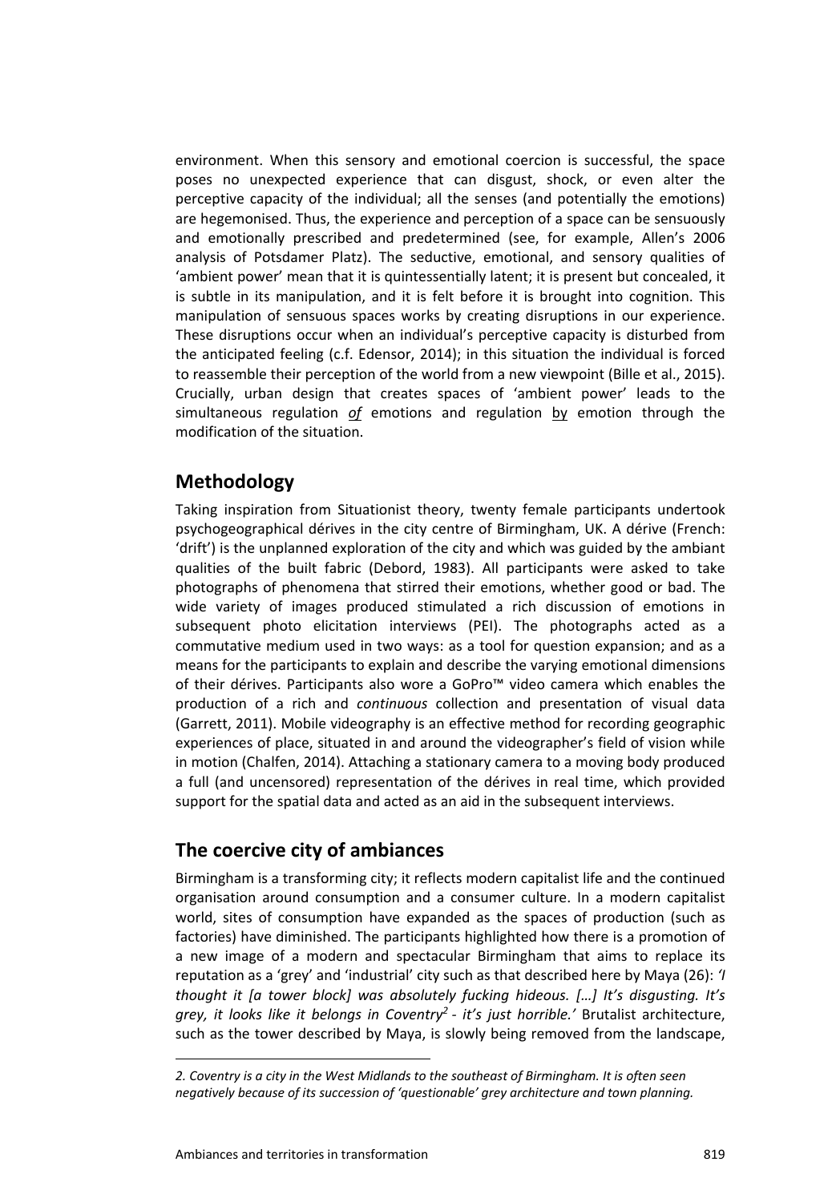environment. When this sensory and emotional coercion is successful, the space poses no unexpected experience that can disgust, shock, or even alter the perceptive capacity of the individual; all the senses (and potentially the emotions) are hegemonised. Thus, the experience and perception of a space can be sensuously and emotionally prescribed and predetermined (see, for example, Allen's 2006 analysis of Potsdamer Platz). The seductive, emotional, and sensory qualities of 'ambient power' mean that it is quintessentially latent; it is present but concealed, it is subtle in its manipulation, and it is felt before it is brought into cognition. This manipulation of sensuous spaces works by creating disruptions in our experience. These disruptions occur when an individual's perceptive capacity is disturbed from the anticipated feeling (c.f. Edensor, 2014); in this situation the individual is forced to reassemble their perception of the world from a new viewpoint (Bille et al., 2015). Crucially, urban design that creates spaces of 'ambient power' leads to the simultaneous regulation ***of*** emotions and regulation <u>by</u> emotion through the modification of the situation.

## Methodology

Taking inspiration from Situationist theory, twenty female participants undertook psychogeographical dérives in the city centre of Birmingham, UK. A dérive (French: 'drift') is the unplanned exploration of the city and which was guided by the ambiant qualities of the built fabric (Debord, 1983). All participants were asked to take photographs of phenomena that stirred their emotions, whether good or bad. The wide variety of images produced stimulated a rich discussion of emotions in subsequent photo elicitation interviews (PEI). The photographs acted as a commutative medium used in two ways: as a tool for question expansion; and as a means for the participants to explain and describe the varying emotional dimensions of their dérives. Participants also wore a GoPro™ video camera which enables the production of a rich and *continuous* collection and presentation of visual data (Garrett, 2011). Mobile videography is an effective method for recording geographic experiences of place, situated in and around the videographer's field of vision while in motion (Chalfen, 2014). Attaching a stationary camera to a moving body produced a full (and uncensored) representation of the dérives in real time, which provided support for the spatial data and acted as an aid in the subsequent interviews.

## The coercive city of ambiances

Birmingham is a transforming city; it reflects modern capitalist life and the continued organisation around consumption and a consumer culture. In a modern capitalist world, sites of consumption have expanded as the spaces of production (such as factories) have diminished. The participants highlighted how there is a promotion of a new image of a modern and spectacular Birmingham that aims to replace its reputation as a 'grey' and 'industrial' city such as that described here by Maya (26): *'I thought it [a tower block] was absolutely fucking hideous. […] It's disgusting. It's grey, it looks like it belongs in Coventry*[2] *- it's just horrible.'* Brutalist architecture, such as the tower described by Maya, is slowly being removed from the landscape,

*2. Coventry is a city in the West Midlands to the southeast of Birmingham. It is often seen negatively because of its succession of 'questionable' grey architecture and town planning.*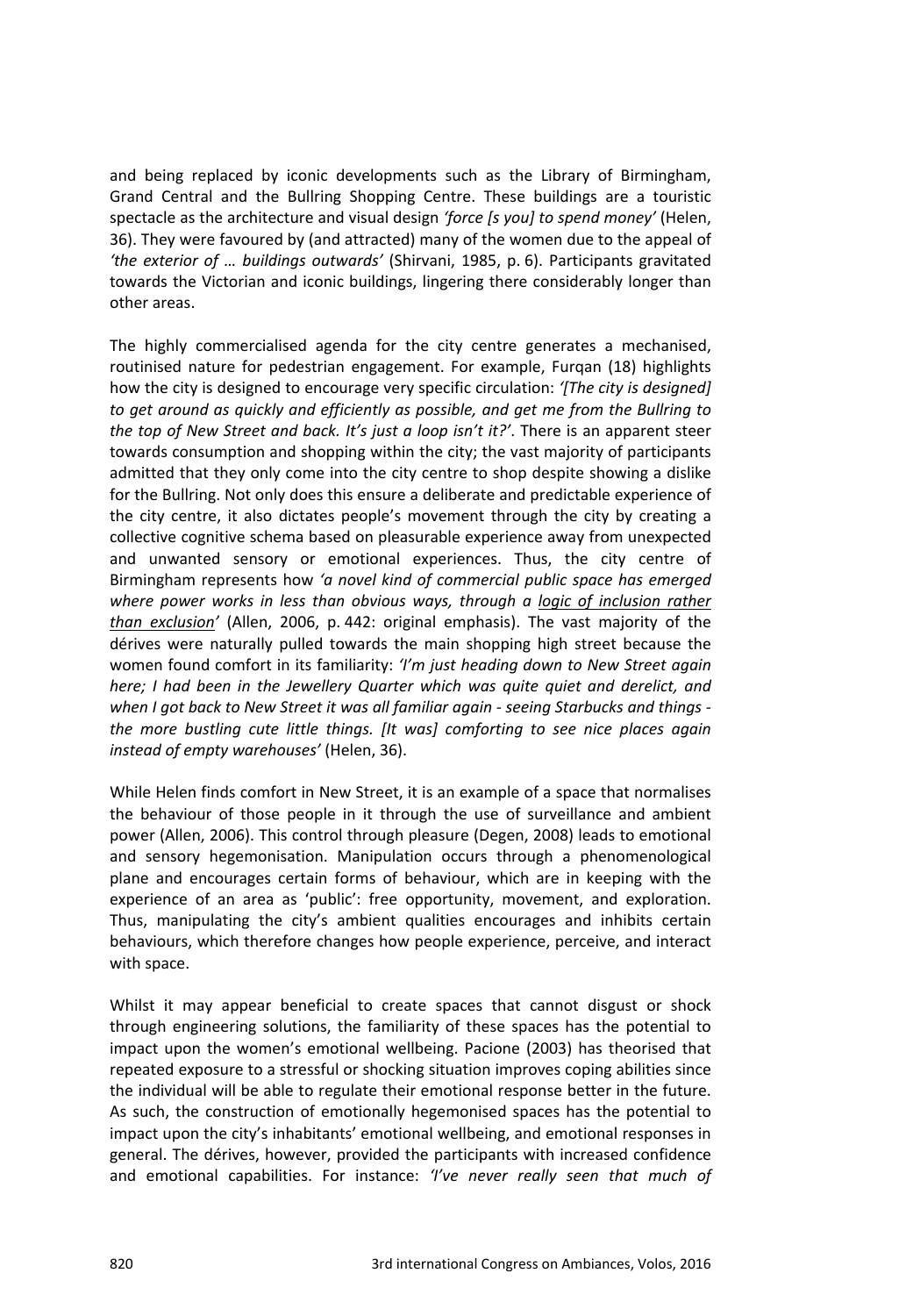and being replaced by iconic developments such as the Library of Birmingham, Grand Central and the Bullring Shopping Centre. These buildings are a touristic spectacle as the architecture and visual design *'force [s you] to spend money'* (Helen, 36). They were favoured by (and attracted) many of the women due to the appeal of *'the exterior of … buildings outwards'* (Shirvani, 1985, p. 6). Participants gravitated towards the Victorian and iconic buildings, lingering there considerably longer than other areas.

The highly commercialised agenda for the city centre generates a mechanised, routinised nature for pedestrian engagement. For example, Furqan (18) highlights how the city is designed to encourage very specific circulation: *'[The city is designed] to get around as quickly and efficiently as possible, and get me from the Bullring to the top of New Street and back. It's just a loop isn't it?'*. There is an apparent steer towards consumption and shopping within the city; the vast majority of participants admitted that they only come into the city centre to shop despite showing a dislike for the Bullring. Not only does this ensure a deliberate and predictable experience of the city centre, it also dictates people's movement through the city by creating a collective cognitive schema based on pleasurable experience away from unexpected and unwanted sensory or emotional experiences. Thus, the city centre of Birmingham represents how *'a novel kind of commercial public space has emerged where power works in less than obvious ways, through a <u>logic of inclusion rather than exclusion</u>'* (Allen, 2006, p. 442: original emphasis). The vast majority of the dérives were naturally pulled towards the main shopping high street because the women found comfort in its familiarity: *'I'm just heading down to New Street again here; I had been in the Jewellery Quarter which was quite quiet and derelict, and when I got back to New Street it was all familiar again - seeing Starbucks and things - the more bustling cute little things. [It was] comforting to see nice places again instead of empty warehouses'* (Helen, 36).

While Helen finds comfort in New Street, it is an example of a space that normalises the behaviour of those people in it through the use of surveillance and ambient power (Allen, 2006). This control through pleasure (Degen, 2008) leads to emotional and sensory hegemonisation. Manipulation occurs through a phenomenological plane and encourages certain forms of behaviour, which are in keeping with the experience of an area as 'public': free opportunity, movement, and exploration. Thus, manipulating the city's ambient qualities encourages and inhibits certain behaviours, which therefore changes how people experience, perceive, and interact with space.

Whilst it may appear beneficial to create spaces that cannot disgust or shock through engineering solutions, the familiarity of these spaces has the potential to impact upon the women's emotional wellbeing. Pacione (2003) has theorised that repeated exposure to a stressful or shocking situation improves coping abilities since the individual will be able to regulate their emotional response better in the future. As such, the construction of emotionally hegemonised spaces has the potential to impact upon the city's inhabitants' emotional wellbeing, and emotional responses in general. The dérives, however, provided the participants with increased confidence and emotional capabilities. For instance: *'I've never really seen that much of*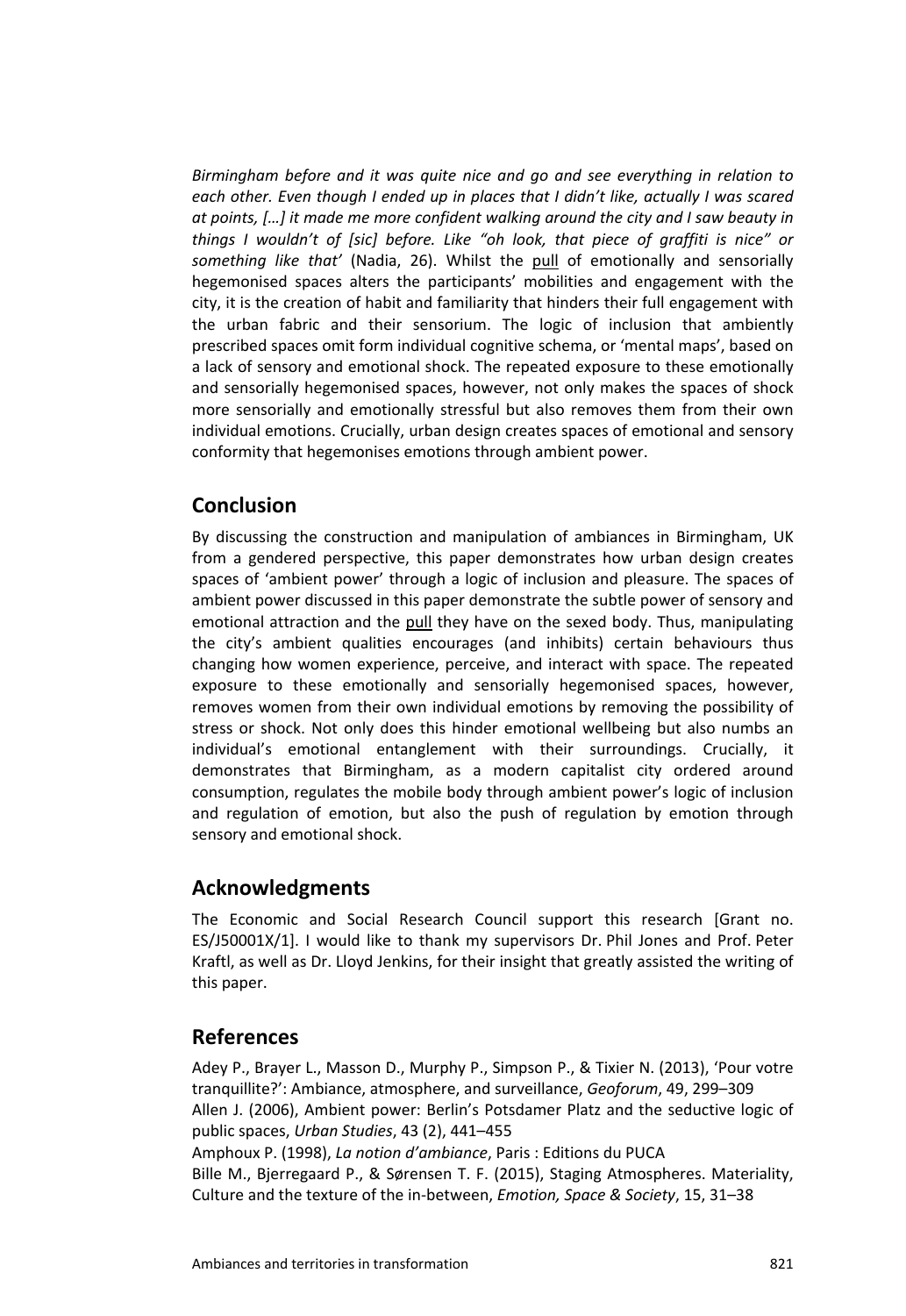*Birmingham before and it was quite nice and go and see everything in relation to each other. Even though I ended up in places that I didn't like, actually I was scared at points, […] it made me more confident walking around the city and I saw beauty in things I wouldn't of [sic] before. Like "oh look, that piece of graffiti is nice" or something like that'* (Nadia, 26). Whilst the <u>pull</u> of emotionally and sensorially hegemonised spaces alters the participants' mobilities and engagement with the city, it is the creation of habit and familiarity that hinders their full engagement with the urban fabric and their sensorium. The logic of inclusion that ambiently prescribed spaces omit form individual cognitive schema, or 'mental maps', based on a lack of sensory and emotional shock. The repeated exposure to these emotionally and sensorially hegemonised spaces, however, not only makes the spaces of shock more sensorially and emotionally stressful but also removes them from their own individual emotions. Crucially, urban design creates spaces of emotional and sensory conformity that hegemonises emotions through ambient power.

## Conclusion

By discussing the construction and manipulation of ambiances in Birmingham, UK from a gendered perspective, this paper demonstrates how urban design creates spaces of 'ambient power' through a logic of inclusion and pleasure. The spaces of ambient power discussed in this paper demonstrate the subtle power of sensory and emotional attraction and the <u>pull</u> they have on the sexed body. Thus, manipulating the city's ambient qualities encourages (and inhibits) certain behaviours thus changing how women experience, perceive, and interact with space. The repeated exposure to these emotionally and sensorially hegemonised spaces, however, removes women from their own individual emotions by removing the possibility of stress or shock. Not only does this hinder emotional wellbeing but also numbs an individual's emotional entanglement with their surroundings. Crucially, it demonstrates that Birmingham, as a modern capitalist city ordered around consumption, regulates the mobile body through ambient power's logic of inclusion and regulation of emotion, but also the push of regulation by emotion through sensory and emotional shock.

## Acknowledgments

The Economic and Social Research Council support this research [Grant no. ES/J50001X/1]. I would like to thank my supervisors Dr. Phil Jones and Prof. Peter Kraftl, as well as Dr. Lloyd Jenkins, for their insight that greatly assisted the writing of this paper.

## References

Adey P., Brayer L., Masson D., Murphy P., Simpson P., & Tixier N. (2013), 'Pour votre tranquillite?': Ambiance, atmosphere, and surveillance, *Geoforum*, 49, 299–309

Allen J. (2006), Ambient power: Berlin's Potsdamer Platz and the seductive logic of public spaces, *Urban Studies*, 43 (2), 441–455

Amphoux P. (1998), *La notion d'ambiance*, Paris : Editions du PUCA

Bille M., Bjerregaard P., & Sørensen T. F. (2015), Staging Atmospheres. Materiality, Culture and the texture of the in-between, *Emotion, Space & Society*, 15, 31–38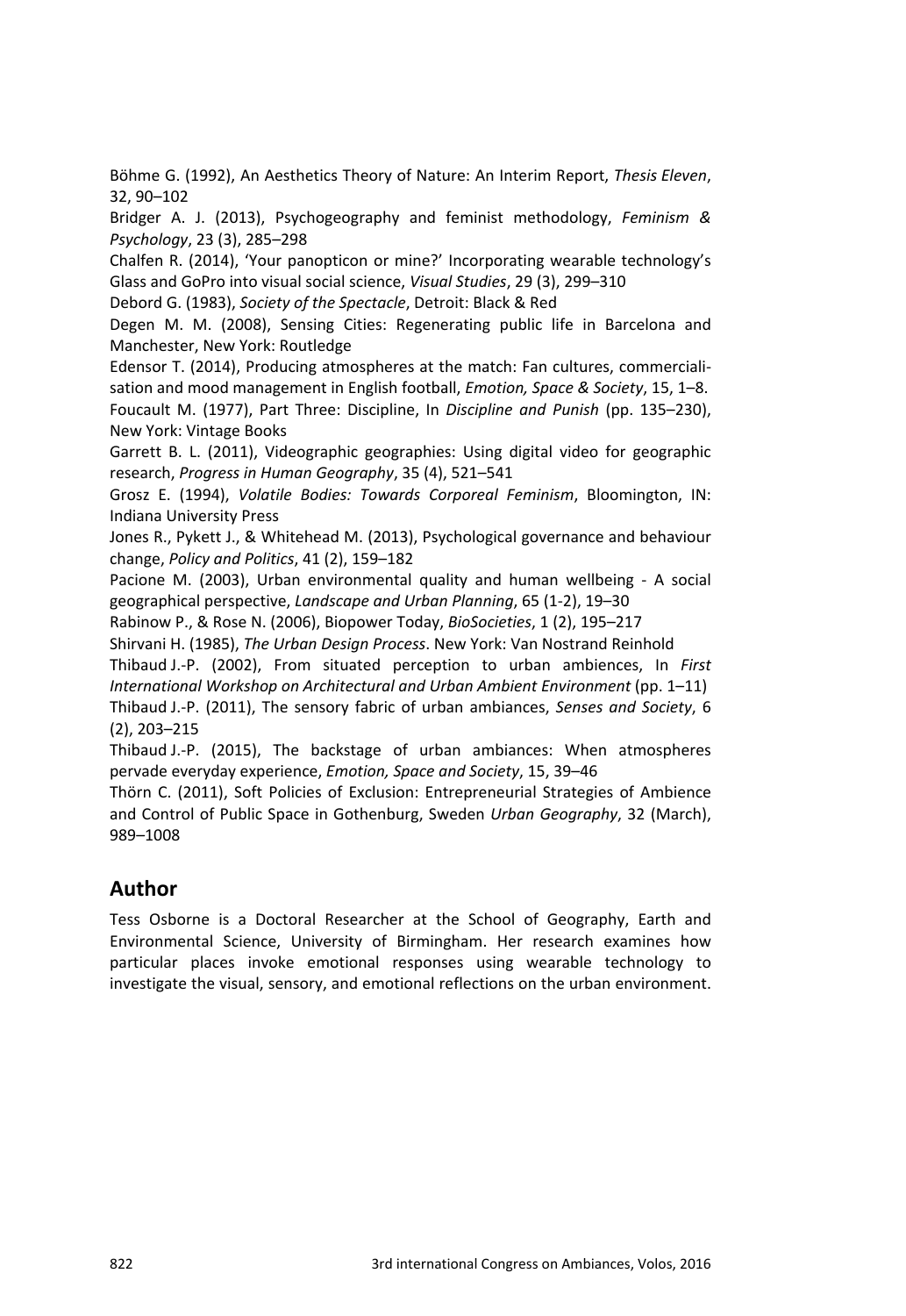Böhme G. (1992), An Aesthetics Theory of Nature: An Interim Report, *Thesis Eleven*, 32, 90–102

Bridger A. J. (2013), Psychogeography and feminist methodology, *Feminism & Psychology*, 23 (3), 285–298

Chalfen R. (2014), 'Your panopticon or mine?' Incorporating wearable technology's Glass and GoPro into visual social science, *Visual Studies*, 29 (3), 299–310

Debord G. (1983), *Society of the Spectacle*, Detroit: Black & Red

Degen M. M. (2008), Sensing Cities: Regenerating public life in Barcelona and Manchester, New York: Routledge

Edensor T. (2014), Producing atmospheres at the match: Fan cultures, commercialisation and mood management in English football, *Emotion, Space & Society*, 15, 1–8.

Foucault M. (1977), Part Three: Discipline, In *Discipline and Punish* (pp. 135–230), New York: Vintage Books

Garrett B. L. (2011), Videographic geographies: Using digital video for geographic research, *Progress in Human Geography*, 35 (4), 521–541

Grosz E. (1994), *Volatile Bodies: Towards Corporeal Feminism*, Bloomington, IN: Indiana University Press

Jones R., Pykett J., & Whitehead M. (2013), Psychological governance and behaviour change, *Policy and Politics*, 41 (2), 159–182

Pacione M. (2003), Urban environmental quality and human wellbeing - A social geographical perspective, *Landscape and Urban Planning*, 65 (1-2), 19–30

Rabinow P., & Rose N. (2006), Biopower Today, *BioSocieties*, 1 (2), 195–217

Shirvani H. (1985), *The Urban Design Process*. New York: Van Nostrand Reinhold

Thibaud J.-P. (2002), From situated perception to urban ambiences, In *First International Workshop on Architectural and Urban Ambient Environment* (pp. 1–11)

Thibaud J.-P. (2011), The sensory fabric of urban ambiances, *Senses and Society*, 6 (2), 203–215

Thibaud J.-P. (2015), The backstage of urban ambiances: When atmospheres pervade everyday experience, *Emotion, Space and Society*, 15, 39–46

Thörn C. (2011), Soft Policies of Exclusion: Entrepreneurial Strategies of Ambience and Control of Public Space in Gothenburg, Sweden *Urban Geography*, 32 (March), 989–1008

## Author

Tess Osborne is a Doctoral Researcher at the School of Geography, Earth and Environmental Science, University of Birmingham. Her research examines how particular places invoke emotional responses using wearable technology to investigate the visual, sensory, and emotional reflections on the urban environment.